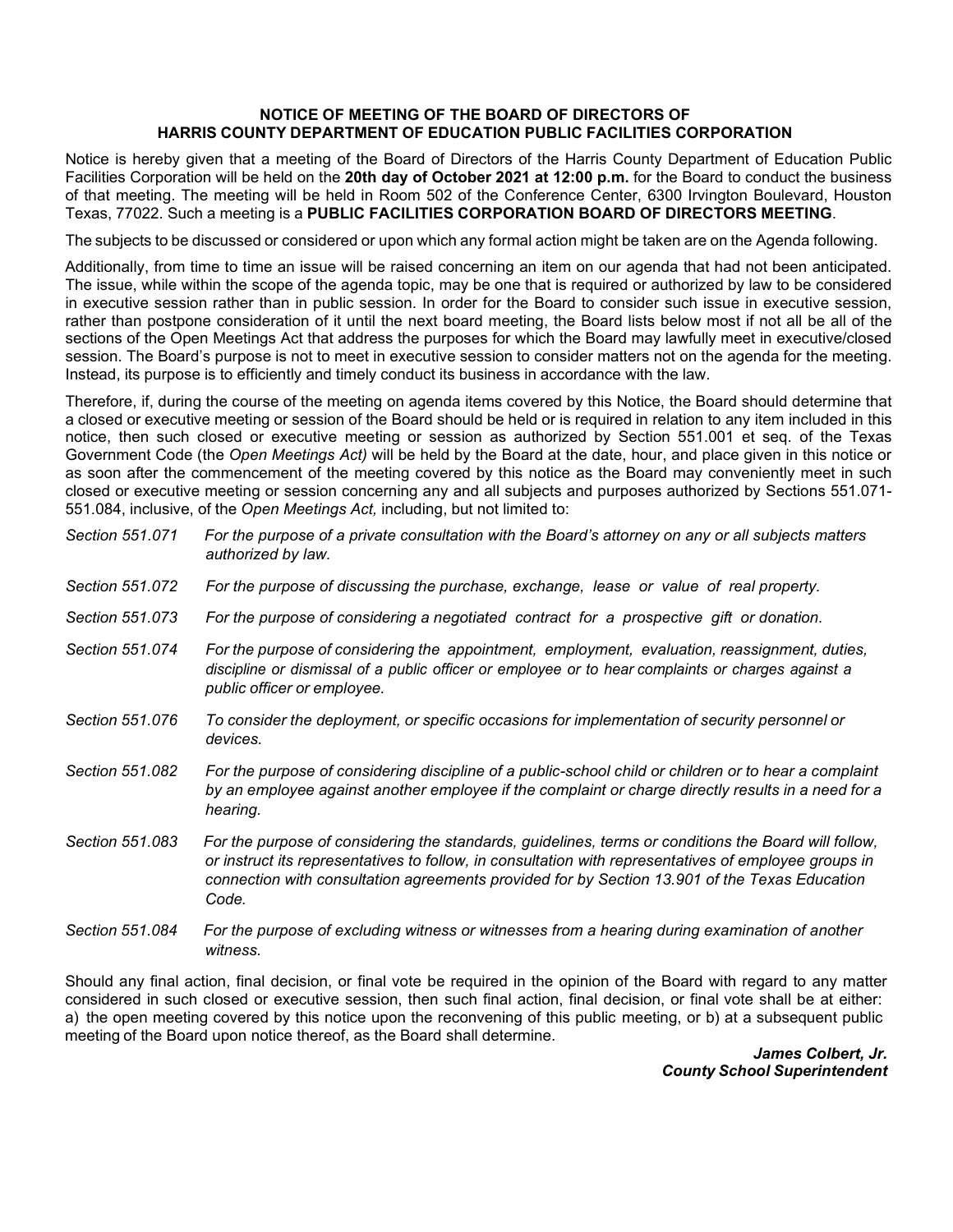**NOTICE OF MEETING OF THE BOARD OF DIRECTORS OF**
**HARRIS COUNTY DEPARTMENT OF EDUCATION PUBLIC FACILITIES CORPORATION**

Notice is hereby given that a meeting of the Board of Directors of the Harris County Department of Education Public Facilities Corporation will be held on the **20th day of October 2021 at 12:00 p.m.** for the Board to conduct the business of that meeting. The meeting will be held in Room 502 of the Conference Center, 6300 Irvington Boulevard, Houston Texas, 77022. Such a meeting is a **PUBLIC FACILITIES CORPORATION BOARD OF DIRECTORS MEETING**.

The subjects to be discussed or considered or upon which any formal action might be taken are on the Agenda following.

Additionally, from time to time an issue will be raised concerning an item on our agenda that had not been anticipated. The issue, while within the scope of the agenda topic, may be one that is required or authorized by law to be considered in executive session rather than in public session. In order for the Board to consider such issue in executive session, rather than postpone consideration of it until the next board meeting, the Board lists below most if not all be all of the sections of the Open Meetings Act that address the purposes for which the Board may lawfully meet in executive/closed session. The Board's purpose is not to meet in executive session to consider matters not on the agenda for the meeting. Instead, its purpose is to efficiently and timely conduct its business in accordance with the law.

Therefore, if, during the course of the meeting on agenda items covered by this Notice, the Board should determine that a closed or executive meeting or session of the Board should be held or is required in relation to any item included in this notice, then such closed or executive meeting or session as authorized by Section 551.001 et seq. of the Texas Government Code (the *Open Meetings Act)* will be held by the Board at the date, hour, and place given in this notice or as soon after the commencement of the meeting covered by this notice as the Board may conveniently meet in such closed or executive meeting or session concerning any and all subjects and purposes authorized by Sections 551.071-551.084, inclusive, of the *Open Meetings Act,* including, but not limited to:

*Section 551.071* — *For the purpose of a private consultation with the Board's attorney on any or all subjects matters authorized by law.*

*Section 551.072* — *For the purpose of discussing the purchase, exchange, lease or value of real property.*

*Section 551.073* — *For the purpose of considering a negotiated contract for a prospective gift or donation.*

*Section 551.074* — *For the purpose of considering the appointment, employment, evaluation, reassignment, duties, discipline or dismissal of a public officer or employee or to hear complaints or charges against a public officer or employee.*

*Section 551.076* — *To consider the deployment, or specific occasions for implementation of security personnel or devices.*

*Section 551.082* — *For the purpose of considering discipline of a public-school child or children or to hear a complaint by an employee against another employee if the complaint or charge directly results in a need for a hearing.*

*Section 551.083* — *For the purpose of considering the standards, guidelines, terms or conditions the Board will follow, or instruct its representatives to follow, in consultation with representatives of employee groups in connection with consultation agreements provided for by Section 13.901 of the Texas Education Code.*

*Section 551.084* — *For the purpose of excluding witness or witnesses from a hearing during examination of another witness.*

Should any final action, final decision, or final vote be required in the opinion of the Board with regard to any matter considered in such closed or executive session, then such final action, final decision, or final vote shall be at either: a) the open meeting covered by this notice upon the reconvening of this public meeting, or b) at a subsequent public meeting of the Board upon notice thereof, as the Board shall determine.

***James Colbert, Jr.***
***County School Superintendent***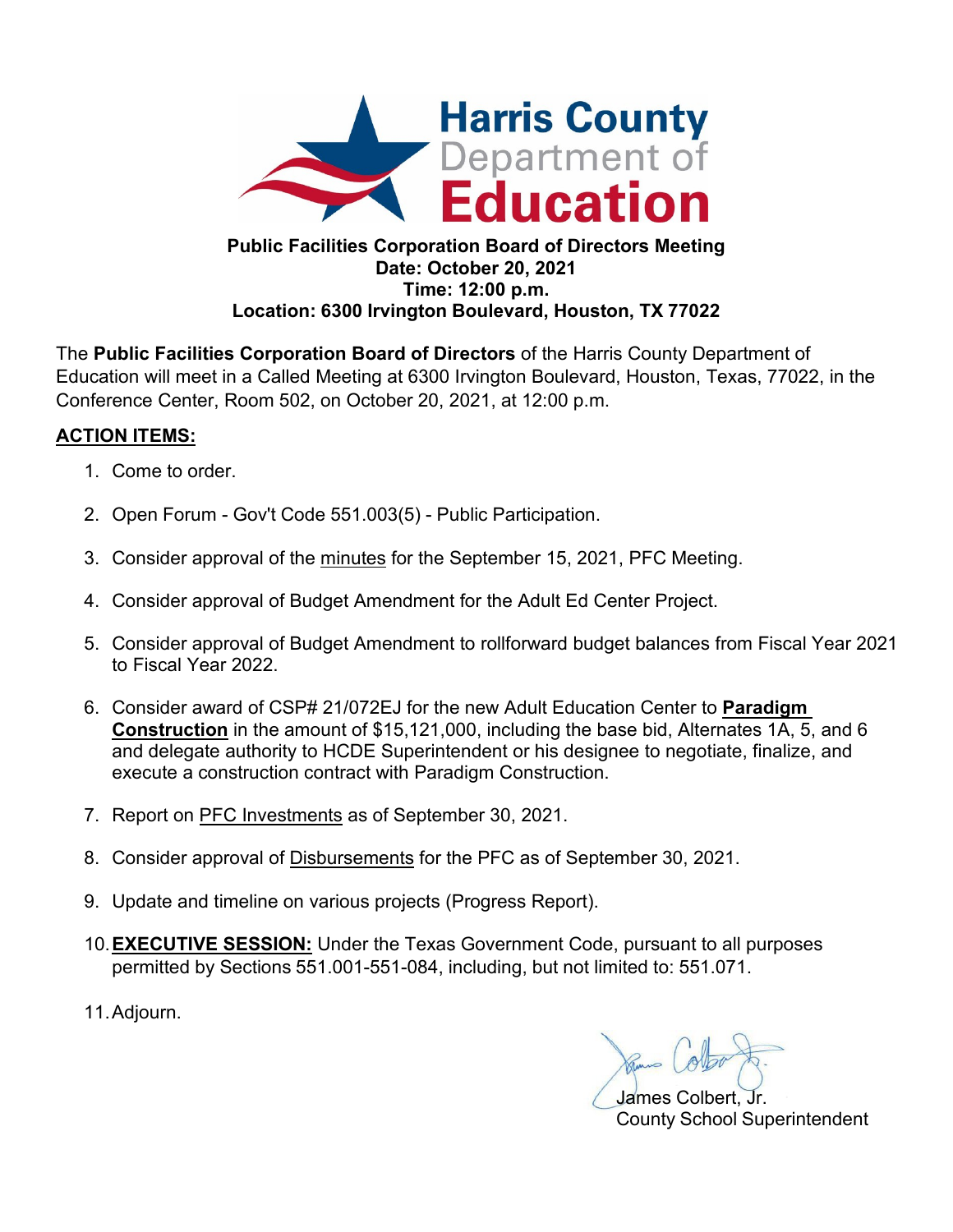# Harris County Department of Education

**Public Facilities Corporation Board of Directors Meeting**
**Date: October 20, 2021**
**Time: 12:00 p.m.**
**Location: 6300 Irvington Boulevard, Houston, TX 77022**

The **Public Facilities Corporation Board of Directors** of the Harris County Department of Education will meet in a Called Meeting at 6300 Irvington Boulevard, Houston, Texas, 77022, in the Conference Center, Room 502, on October 20, 2021, at 12:00 p.m.

## ACTION ITEMS:

1. Come to order.
2. Open Forum - Gov't Code 551.003(5) - Public Participation.
3. Consider approval of the minutes for the September 15, 2021, PFC Meeting.
4. Consider approval of Budget Amendment for the Adult Ed Center Project.
5. Consider approval of Budget Amendment to rollforward budget balances from Fiscal Year 2021 to Fiscal Year 2022.
6. Consider award of CSP# 21/072EJ for the new Adult Education Center to **Paradigm Construction** in the amount of $15,121,000, including the base bid, Alternates 1A, 5, and 6 and delegate authority to HCDE Superintendent or his designee to negotiate, finalize, and execute a construction contract with Paradigm Construction.
7. Report on PFC Investments as of September 30, 2021.
8. Consider approval of Disbursements for the PFC as of September 30, 2021.
9. Update and timeline on various projects (Progress Report).
10. **EXECUTIVE SESSION:** Under the Texas Government Code, pursuant to all purposes permitted by Sections 551.001-551-084, including, but not limited to: 551.071.
11. Adjourn.

James Colbert, Jr.
County School Superintendent